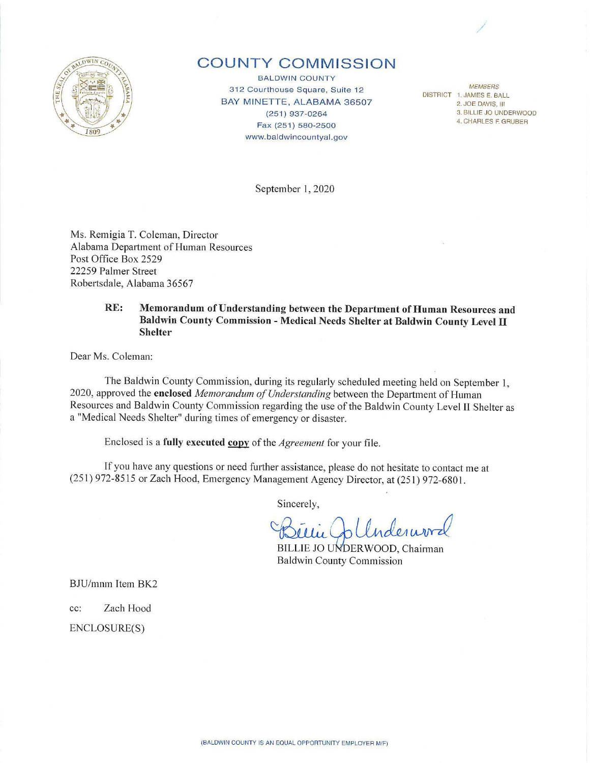# COUNTY COMMISSION

BALDWIN COUNTY
312 Courthouse Square, Suite 12
BAY MINETTE, ALABAMA 36507
(251) 937-0264
Fax (251) 580-2500
www.baldwincountyal.gov

MEMBERS
DISTRICT 1. JAMES E. BALL
2. JOE DAVIS, III
3. BILLIE JO UNDERWOOD
4. CHARLES F. GRUBER

September 1, 2020

Ms. Remigia T. Coleman, Director
Alabama Department of Human Resources
Post Office Box 2529
22259 Palmer Street
Robertsdale, Alabama 36567

**RE: Memorandum of Understanding between the Department of Human Resources and Baldwin County Commission - Medical Needs Shelter at Baldwin County Level II Shelter**

Dear Ms. Coleman:

The Baldwin County Commission, during its regularly scheduled meeting held on September 1, 2020, approved the **enclosed** *Memorandum of Understanding* between the Department of Human Resources and Baldwin County Commission regarding the use of the Baldwin County Level II Shelter as a "Medical Needs Shelter" during times of emergency or disaster.

Enclosed is a **fully executed copy** of the *Agreement* for your file.

If you have any questions or need further assistance, please do not hesitate to contact me at (251) 972-8515 or Zach Hood, Emergency Management Agency Director, at (251) 972-6801.

Sincerely,

Billie Jo Underwood

BILLIE JO UNDERWOOD, Chairman
Baldwin County Commission

BJU/mnm Item BK2

cc: Zach Hood

ENCLOSURE(S)

(BALDWIN COUNTY IS AN EQUAL OPPORTUNITY EMPLOYER M/F)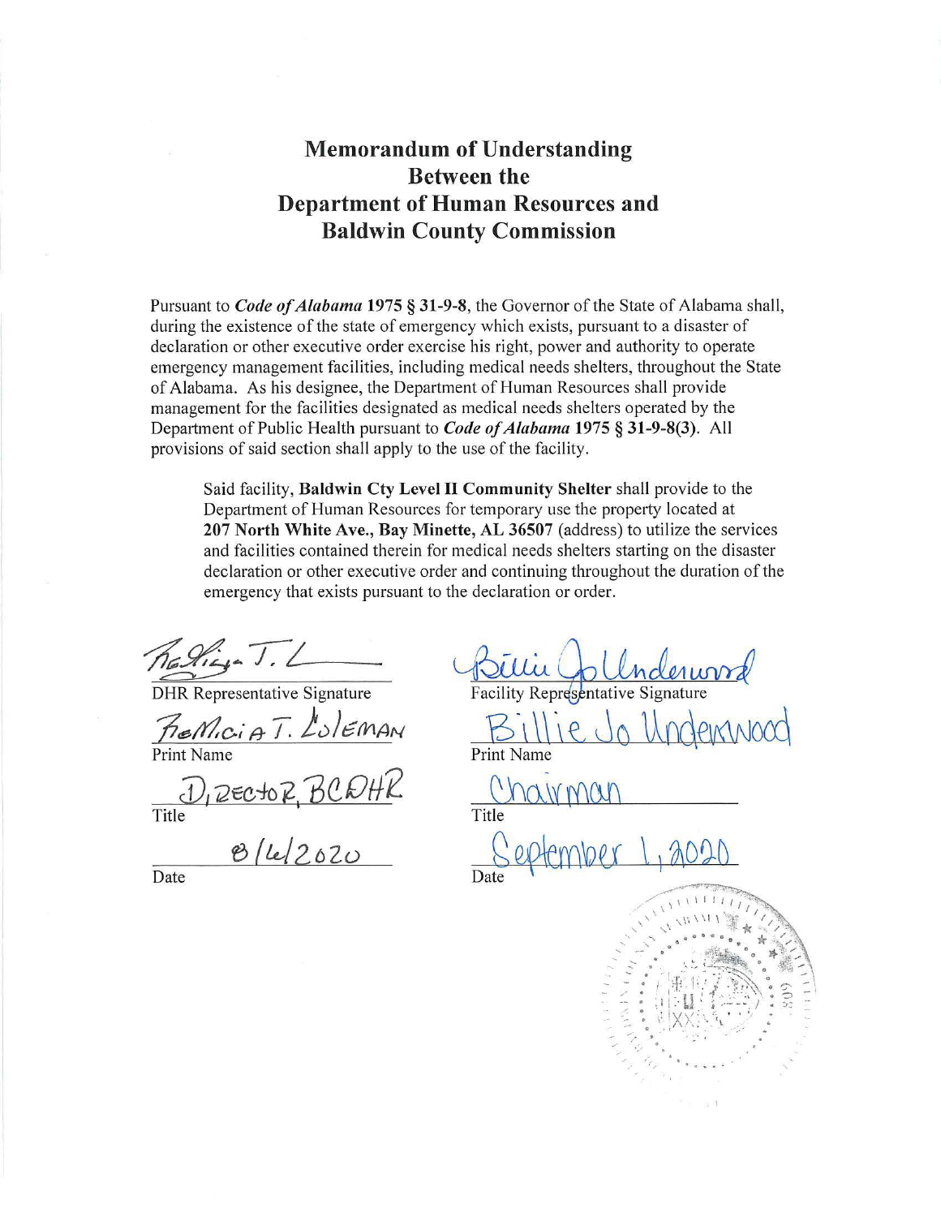# Memorandum of Understanding Between the Department of Human Resources and Baldwin County Commission

Pursuant to ***Code of Alabama* 1975 § 31-9-8**, the Governor of the State of Alabama shall, during the existence of the state of emergency which exists, pursuant to a disaster of declaration or other executive order exercise his right, power and authority to operate emergency management facilities, including medical needs shelters, throughout the State of Alabama. As his designee, the Department of Human Resources shall provide management for the facilities designated as medical needs shelters operated by the Department of Public Health pursuant to ***Code of Alabama* 1975 § 31-9-8(3)**. All provisions of said section shall apply to the use of the facility.

Said facility, **Baldwin Cty Level II Community Shelter** shall provide to the Department of Human Resources for temporary use the property located at **207 North White Ave., Bay Minette, AL 36507** (address) to utilize the services and facilities contained therein for medical needs shelters starting on the disaster declaration or other executive order and continuing throughout the duration of the emergency that exists pursuant to the declaration or order.

| | |
|---|---|
| *[signature]* | *Billie Jo Underwood* |
| DHR Representative Signature | Facility Representative Signature |
| ReMicia T. Coleman | Billie Jo Underwood |
| Print Name | Print Name |
| Director, BCDHR | Chairman |
| Title | Title |
| 8/6/2020 | September 1, 2020 |
| Date | Date |